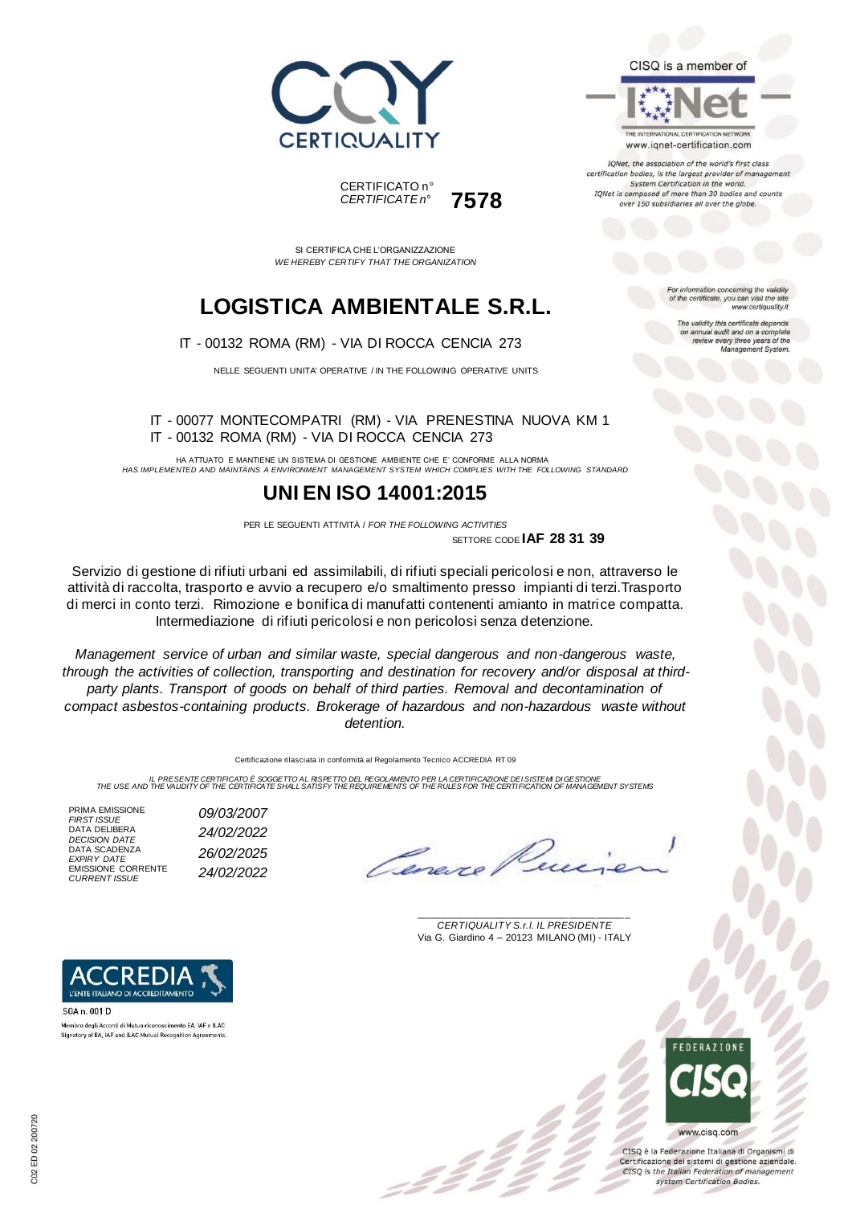CERTIQUALITY

CERTIFICATO n°
*CERTIFICATE n°* **7578**

CISQ is a member of

IQNet
THE INTERNATIONAL CERTIFICATION NETWORK
www.iqnet-certification.com

*IQNet, the association of the world's first class certification bodies, is the largest provider of management System Certification in the world. IQNet is composed of more than 30 bodies and counts over 150 subsidiaries all over the globe.*

*For information concerning the validity of the certificate, you can visit the site www.certiquality.it*

*The validity this certificate depends on annual audit and on a complete review every three years of the Management System.*

SI CERTIFICA CHE L'ORGANIZZAZIONE
*WE HEREBY CERTIFY THAT THE ORGANIZATION*

# LOGISTICA AMBIENTALE S.R.L.

IT - 00132 ROMA (RM) - VIA DI ROCCA CENCIA 273

NELLE SEGUENTI UNITA' OPERATIVE / IN THE FOLLOWING OPERATIVE UNITS

IT - 00077 MONTECOMPATRI (RM) - VIA PRENESTINA NUOVA KM 1
IT - 00132 ROMA (RM) - VIA DI ROCCA CENCIA 273

HA ATTUATO E MANTIENE UN SISTEMA DI GESTIONE AMBIENTE CHE E' CONFORME ALLA NORMA
*HAS IMPLEMENTED AND MAINTAINS A ENVIRONMENT MANAGEMENT SYSTEM WHICH COMPLIES WITH THE FOLLOWING STANDARD*

# UNI EN ISO 14001:2015

PER LE SEGUENTI ATTIVITÀ / *FOR THE FOLLOWING ACTIVITIES*

SETTORE CODE **IAF 28 31 39**

Servizio di gestione di rifiuti urbani ed assimilabili, di rifiuti speciali pericolosi e non, attraverso le attività di raccolta, trasporto e avvio a recupero e/o smaltimento presso impianti di terzi.Trasporto di merci in conto terzi. Rimozione e bonifica di manufatti contenenti amianto in matrice compatta. Intermediazione di rifiuti pericolosi e non pericolosi senza detenzione.

*Management service of urban and similar waste, special dangerous and non-dangerous waste, through the activities of collection, transporting and destination for recovery and/or disposal at third-party plants. Transport of goods on behalf of third parties. Removal and decontamination of compact asbestos-containing products. Brokerage of hazardous and non-hazardous waste without detention.*

Certificazione rilasciata in conformità al Regolamento Tecnico ACCREDIA RT 09

*IL PRESENTE CERTIFICATO È SOGGETTO AL RISPETTO DEL REGOLAMENTO PER LA CERTIFICAZIONE DEI SISTEMI DI GESTIONE*
*THE USE AND THE VALIDITY OF THE CERTIFICATE SHALL SATISFY THE REQUIREMENTS OF THE RULES FOR THE CERTIFICATION OF MANAGEMENT SYSTEMS*

| | |
|---|---|
| PRIMA EMISSIONE *FIRST ISSUE* | *09/03/2007* |
| DATA DELIBERA *DECISION DATE* | *24/02/2022* |
| DATA SCADENZA *EXPIRY DATE* | *26/02/2025* |
| EMISSIONE CORRENTE *CURRENT ISSUE* | *24/02/2022* |

*CERTIQUALITY S.r.l. IL PRESIDENTE*
Via G. Giardino 4 – 20123 MILANO (MI) - ITALY

ACCREDIA
L'ENTE ITALIANO DI ACCREDITAMENTO
SGA n. 001 D
Membro degli Accordi di Mutuo riconoscimento EA, IAF e ILAC
Signatory of EA, IAF and ILAC Mutual Recognition Agreements

FEDERAZIONE CISQ
www.cisq.com
CISQ è la Federazione Italiana di Organismi di Certificazione dei sistemi di gestione aziendale.
*CISQ is the Italian Federation of management system Certification Bodies.*

C02 ED 02 200720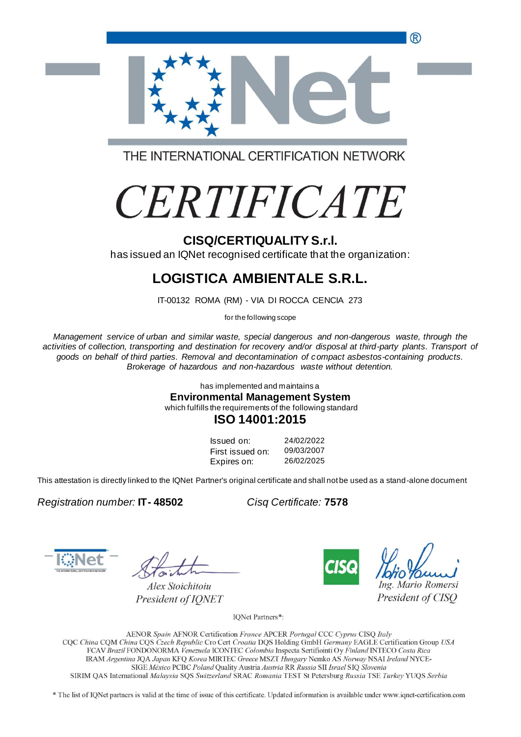THE INTERNATIONAL CERTIFICATION NETWORK

# CERTIFICATE

## CISQ/CERTIQUALITY S.r.l.

has issued an IQNet recognised certificate that the organization:

## LOGISTICA AMBIENTALE S.R.L.

IT-00132 ROMA (RM) - VIA DI ROCCA CENCIA 273

for the following scope

*Management service of urban and similar waste, special dangerous and non-dangerous waste, through the activities of collection, transporting and destination for recovery and/or disposal at third-party plants. Transport of goods on behalf of third parties. Removal and decontamination of compact asbestos-containing products. Brokerage of hazardous and non-hazardous waste without detention.*

has implemented and maintains a

**Environmental Management System**

which fulfills the requirements of the following standard

**ISO 14001:2015**

| | |
|---|---|
| Issued on: | 24/02/2022 |
| First issued on: | 09/03/2007 |
| Expires on: | 26/02/2025 |

This attestation is directly linked to the IQNet Partner's original certificate and shall not be used as a stand-alone document

*Registration number:* **IT - 48502** *Cisq Certificate:* **7578**

*Alex Stoichitoiu*
*President of IQNET*

*Ing. Mario Romersi*
*President of CISQ*

IQNet Partners*:

AENOR *Spain* AFNOR Certification *France* APCER *Portugal* CCC *Cyprus* CISQ *Italy*
CQC *China* CQM *China* CQS *Czech Republic* Cro Cert *Croatia* DQS Holding GmbH *Germany* EAGLE Certification Group *USA*
FCAV *Brazil* FONDONORMA *Venezuela* ICONTEC *Colombia* Inspecta Sertifiointi Oy *Finland* INTECO *Costa Rica*
IRAM *Argentina* JQA *Japan* KFQ *Korea* MIRTEC *Greece* MSZT *Hungary* Nemko AS *Norway* NSAI *Ireland* NYCE-SIGE *México* PCBC *Poland* Quality Austria *Austria* RR *Russia* SII *Israel* SIQ *Slovenia*
SIRIM QAS International *Malaysia* SQS *Switzerland* SRAC *Romania* TEST St Petersburg *Russia* TSE *Turkey* YUQS *Serbia*

* The list of IQNet partners is valid at the time of issue of this certificate. Updated information is available under www.iqnet-certification.com